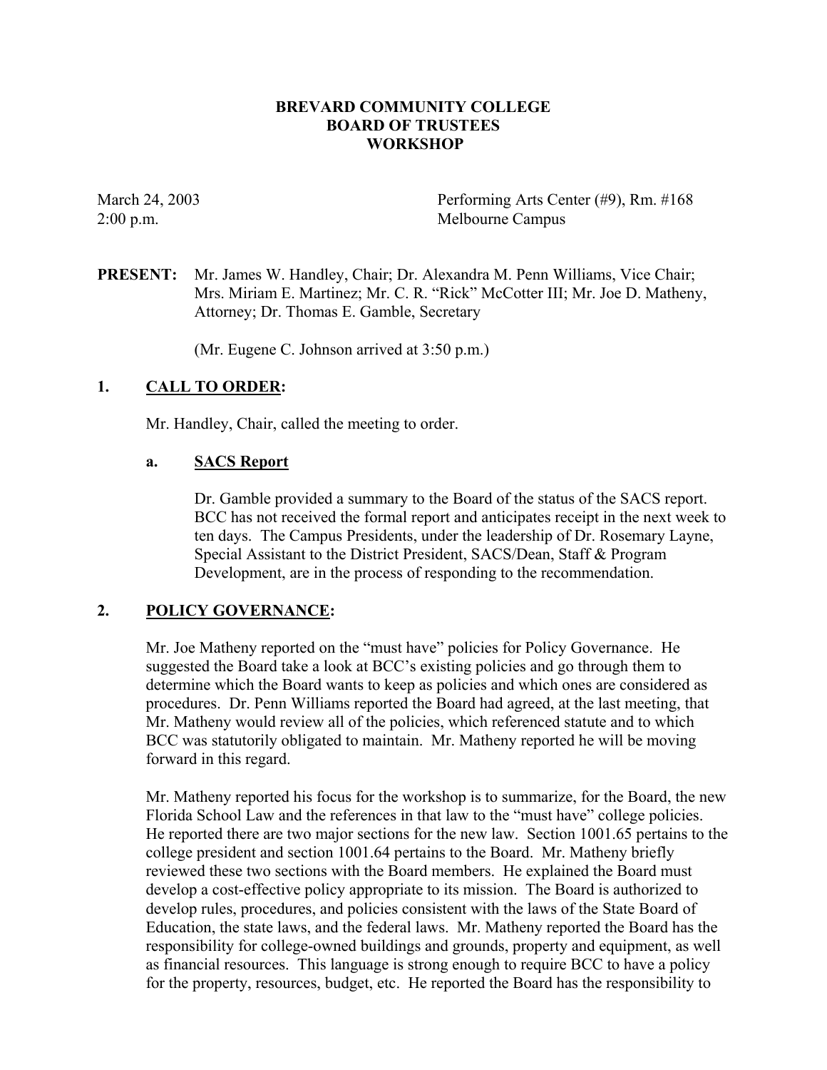# BREVARD COMMUNITY COLLEGE
## BOARD OF TRUSTEES
## WORKSHOP

March 24, 2003 — Performing Arts Center (#9), Rm. #168
2:00 p.m. — Melbourne Campus

**PRESENT:** Mr. James W. Handley, Chair; Dr. Alexandra M. Penn Williams, Vice Chair; Mrs. Miriam E. Martinez; Mr. C. R. "Rick" McCotter III; Mr. Joe D. Matheny, Attorney; Dr. Thomas E. Gamble, Secretary

(Mr. Eugene C. Johnson arrived at 3:50 p.m.)

### 1. CALL TO ORDER:

Mr. Handley, Chair, called the meeting to order.

#### a. SACS Report

Dr. Gamble provided a summary to the Board of the status of the SACS report. BCC has not received the formal report and anticipates receipt in the next week to ten days. The Campus Presidents, under the leadership of Dr. Rosemary Layne, Special Assistant to the District President, SACS/Dean, Staff & Program Development, are in the process of responding to the recommendation.

### 2. POLICY GOVERNANCE:

Mr. Joe Matheny reported on the "must have" policies for Policy Governance. He suggested the Board take a look at BCC's existing policies and go through them to determine which the Board wants to keep as policies and which ones are considered as procedures. Dr. Penn Williams reported the Board had agreed, at the last meeting, that Mr. Matheny would review all of the policies, which referenced statute and to which BCC was statutorily obligated to maintain. Mr. Matheny reported he will be moving forward in this regard.

Mr. Matheny reported his focus for the workshop is to summarize, for the Board, the new Florida School Law and the references in that law to the "must have" college policies. He reported there are two major sections for the new law. Section 1001.65 pertains to the college president and section 1001.64 pertains to the Board. Mr. Matheny briefly reviewed these two sections with the Board members. He explained the Board must develop a cost-effective policy appropriate to its mission. The Board is authorized to develop rules, procedures, and policies consistent with the laws of the State Board of Education, the state laws, and the federal laws. Mr. Matheny reported the Board has the responsibility for college-owned buildings and grounds, property and equipment, as well as financial resources. This language is strong enough to require BCC to have a policy for the property, resources, budget, etc. He reported the Board has the responsibility to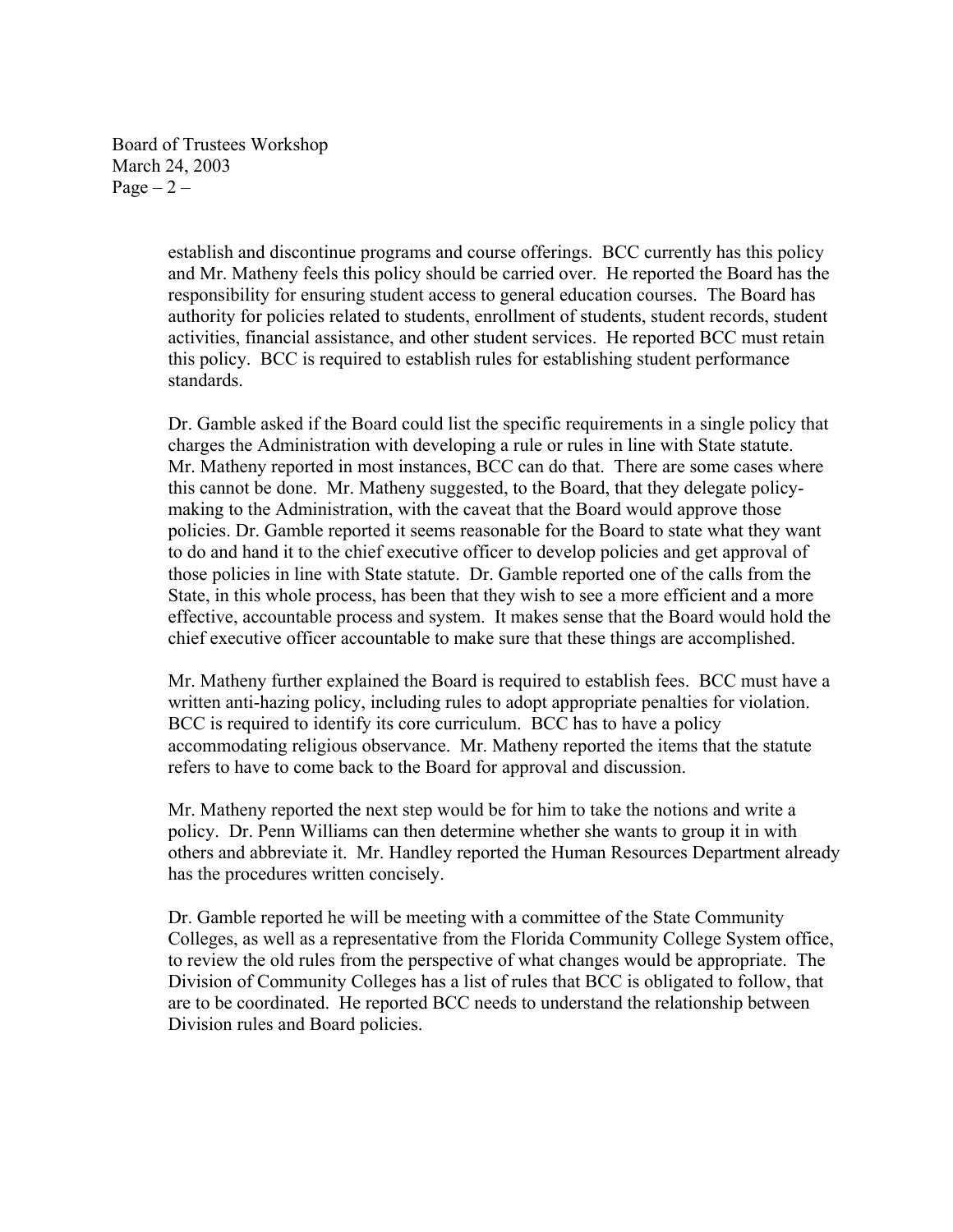establish and discontinue programs and course offerings. BCC currently has this policy and Mr. Matheny feels this policy should be carried over. He reported the Board has the responsibility for ensuring student access to general education courses. The Board has authority for policies related to students, enrollment of students, student records, student activities, financial assistance, and other student services. He reported BCC must retain this policy. BCC is required to establish rules for establishing student performance standards.

Dr. Gamble asked if the Board could list the specific requirements in a single policy that charges the Administration with developing a rule or rules in line with State statute. Mr. Matheny reported in most instances, BCC can do that. There are some cases where this cannot be done. Mr. Matheny suggested, to the Board, that they delegate policy-making to the Administration, with the caveat that the Board would approve those policies. Dr. Gamble reported it seems reasonable for the Board to state what they want to do and hand it to the chief executive officer to develop policies and get approval of those policies in line with State statute. Dr. Gamble reported one of the calls from the State, in this whole process, has been that they wish to see a more efficient and a more effective, accountable process and system. It makes sense that the Board would hold the chief executive officer accountable to make sure that these things are accomplished.

Mr. Matheny further explained the Board is required to establish fees. BCC must have a written anti-hazing policy, including rules to adopt appropriate penalties for violation. BCC is required to identify its core curriculum. BCC has to have a policy accommodating religious observance. Mr. Matheny reported the items that the statute refers to have to come back to the Board for approval and discussion.

Mr. Matheny reported the next step would be for him to take the notions and write a policy. Dr. Penn Williams can then determine whether she wants to group it in with others and abbreviate it. Mr. Handley reported the Human Resources Department already has the procedures written concisely.

Dr. Gamble reported he will be meeting with a committee of the State Community Colleges, as well as a representative from the Florida Community College System office, to review the old rules from the perspective of what changes would be appropriate. The Division of Community Colleges has a list of rules that BCC is obligated to follow, that are to be coordinated. He reported BCC needs to understand the relationship between Division rules and Board policies.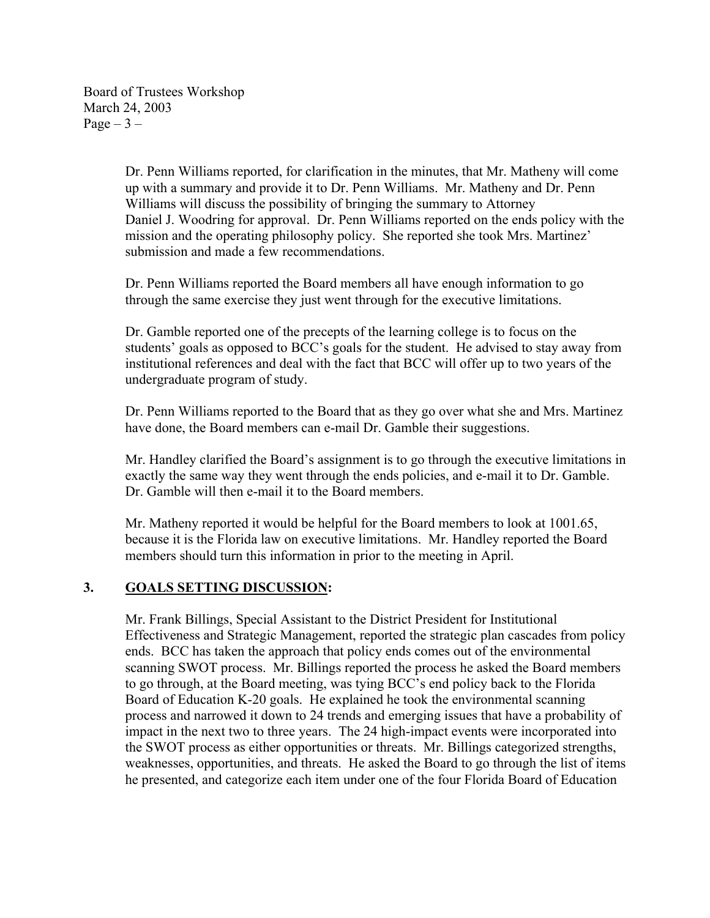Dr. Penn Williams reported, for clarification in the minutes, that Mr. Matheny will come up with a summary and provide it to Dr. Penn Williams. Mr. Matheny and Dr. Penn Williams will discuss the possibility of bringing the summary to Attorney Daniel J. Woodring for approval. Dr. Penn Williams reported on the ends policy with the mission and the operating philosophy policy. She reported she took Mrs. Martinez' submission and made a few recommendations.

Dr. Penn Williams reported the Board members all have enough information to go through the same exercise they just went through for the executive limitations.

Dr. Gamble reported one of the precepts of the learning college is to focus on the students' goals as opposed to BCC's goals for the student. He advised to stay away from institutional references and deal with the fact that BCC will offer up to two years of the undergraduate program of study.

Dr. Penn Williams reported to the Board that as they go over what she and Mrs. Martinez have done, the Board members can e-mail Dr. Gamble their suggestions.

Mr. Handley clarified the Board's assignment is to go through the executive limitations in exactly the same way they went through the ends policies, and e-mail it to Dr. Gamble. Dr. Gamble will then e-mail it to the Board members.

Mr. Matheny reported it would be helpful for the Board members to look at 1001.65, because it is the Florida law on executive limitations. Mr. Handley reported the Board members should turn this information in prior to the meeting in April.

## 3. <u>GOALS SETTING DISCUSSION</u>:

Mr. Frank Billings, Special Assistant to the District President for Institutional Effectiveness and Strategic Management, reported the strategic plan cascades from policy ends. BCC has taken the approach that policy ends comes out of the environmental scanning SWOT process. Mr. Billings reported the process he asked the Board members to go through, at the Board meeting, was tying BCC's end policy back to the Florida Board of Education K-20 goals. He explained he took the environmental scanning process and narrowed it down to 24 trends and emerging issues that have a probability of impact in the next two to three years. The 24 high-impact events were incorporated into the SWOT process as either opportunities or threats. Mr. Billings categorized strengths, weaknesses, opportunities, and threats. He asked the Board to go through the list of items he presented, and categorize each item under one of the four Florida Board of Education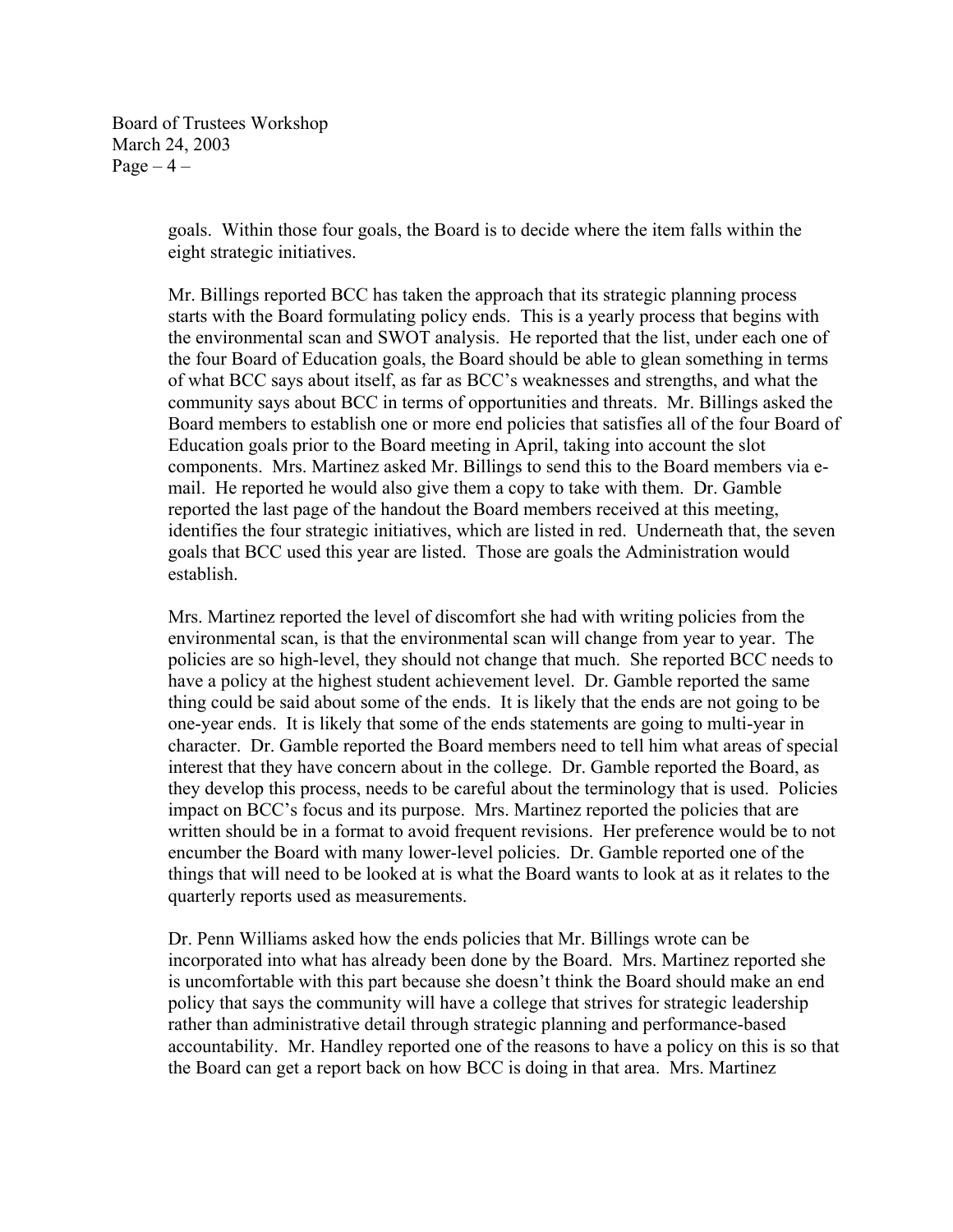goals. Within those four goals, the Board is to decide where the item falls within the eight strategic initiatives.

Mr. Billings reported BCC has taken the approach that its strategic planning process starts with the Board formulating policy ends. This is a yearly process that begins with the environmental scan and SWOT analysis. He reported that the list, under each one of the four Board of Education goals, the Board should be able to glean something in terms of what BCC says about itself, as far as BCC's weaknesses and strengths, and what the community says about BCC in terms of opportunities and threats. Mr. Billings asked the Board members to establish one or more end policies that satisfies all of the four Board of Education goals prior to the Board meeting in April, taking into account the slot components. Mrs. Martinez asked Mr. Billings to send this to the Board members via e-mail. He reported he would also give them a copy to take with them. Dr. Gamble reported the last page of the handout the Board members received at this meeting, identifies the four strategic initiatives, which are listed in red. Underneath that, the seven goals that BCC used this year are listed. Those are goals the Administration would establish.

Mrs. Martinez reported the level of discomfort she had with writing policies from the environmental scan, is that the environmental scan will change from year to year. The policies are so high-level, they should not change that much. She reported BCC needs to have a policy at the highest student achievement level. Dr. Gamble reported the same thing could be said about some of the ends. It is likely that the ends are not going to be one-year ends. It is likely that some of the ends statements are going to multi-year in character. Dr. Gamble reported the Board members need to tell him what areas of special interest that they have concern about in the college. Dr. Gamble reported the Board, as they develop this process, needs to be careful about the terminology that is used. Policies impact on BCC's focus and its purpose. Mrs. Martinez reported the policies that are written should be in a format to avoid frequent revisions. Her preference would be to not encumber the Board with many lower-level policies. Dr. Gamble reported one of the things that will need to be looked at is what the Board wants to look at as it relates to the quarterly reports used as measurements.

Dr. Penn Williams asked how the ends policies that Mr. Billings wrote can be incorporated into what has already been done by the Board. Mrs. Martinez reported she is uncomfortable with this part because she doesn't think the Board should make an end policy that says the community will have a college that strives for strategic leadership rather than administrative detail through strategic planning and performance-based accountability. Mr. Handley reported one of the reasons to have a policy on this is so that the Board can get a report back on how BCC is doing in that area. Mrs. Martinez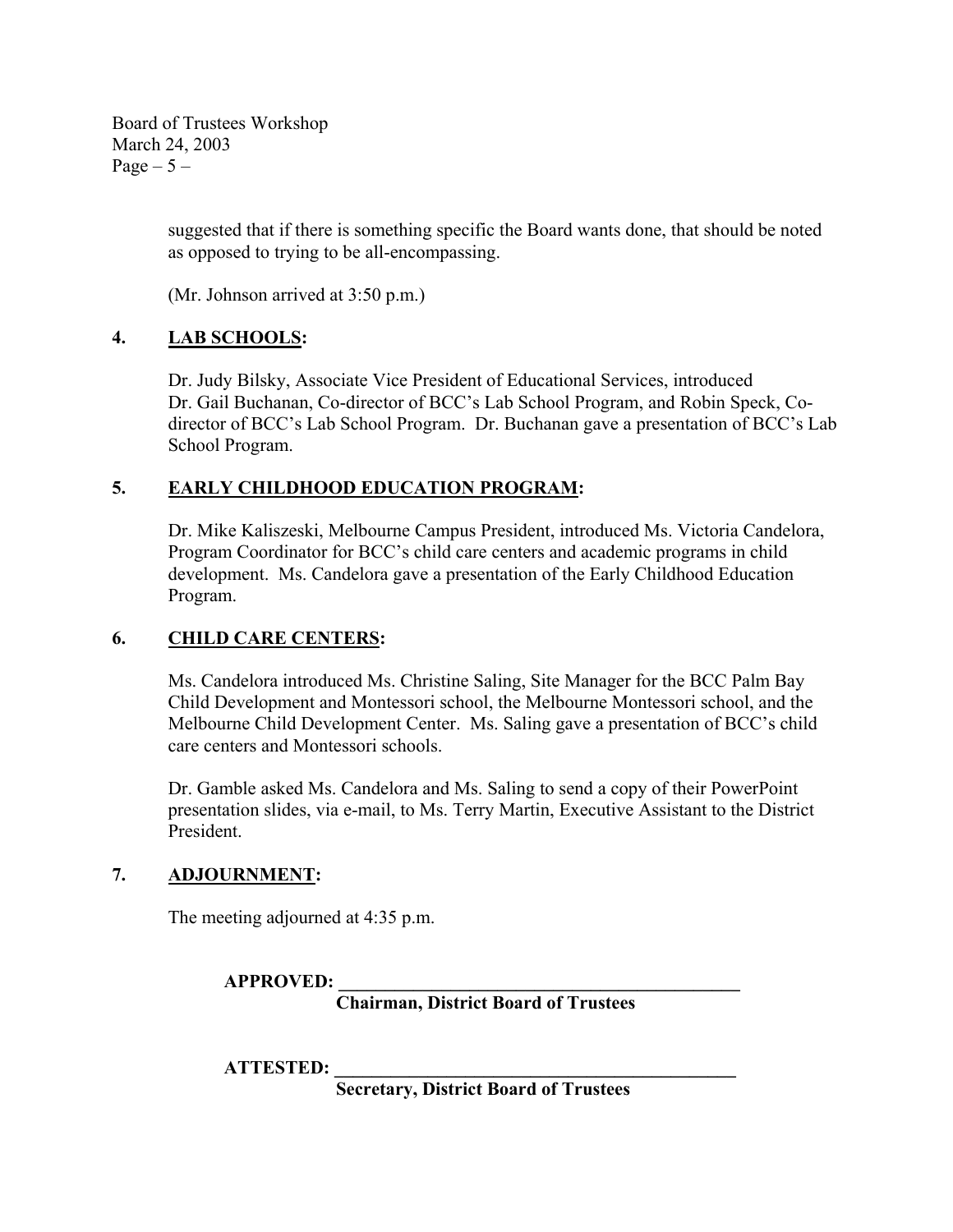suggested that if there is something specific the Board wants done, that should be noted as opposed to trying to be all-encompassing.

(Mr. Johnson arrived at 3:50 p.m.)

**4. LAB SCHOOLS:**

Dr. Judy Bilsky, Associate Vice President of Educational Services, introduced Dr. Gail Buchanan, Co-director of BCC's Lab School Program, and Robin Speck, Co-director of BCC's Lab School Program. Dr. Buchanan gave a presentation of BCC's Lab School Program.

**5. EARLY CHILDHOOD EDUCATION PROGRAM:**

Dr. Mike Kaliszeski, Melbourne Campus President, introduced Ms. Victoria Candelora, Program Coordinator for BCC's child care centers and academic programs in child development. Ms. Candelora gave a presentation of the Early Childhood Education Program.

**6. CHILD CARE CENTERS:**

Ms. Candelora introduced Ms. Christine Saling, Site Manager for the BCC Palm Bay Child Development and Montessori school, the Melbourne Montessori school, and the Melbourne Child Development Center. Ms. Saling gave a presentation of BCC's child care centers and Montessori schools.

Dr. Gamble asked Ms. Candelora and Ms. Saling to send a copy of their PowerPoint presentation slides, via e-mail, to Ms. Terry Martin, Executive Assistant to the District President.

**7. ADJOURNMENT:**

The meeting adjourned at 4:35 p.m.

**APPROVED: ____________________________________________**
**Chairman, District Board of Trustees**

**ATTESTED: ____________________________________________**
**Secretary, District Board of Trustees**